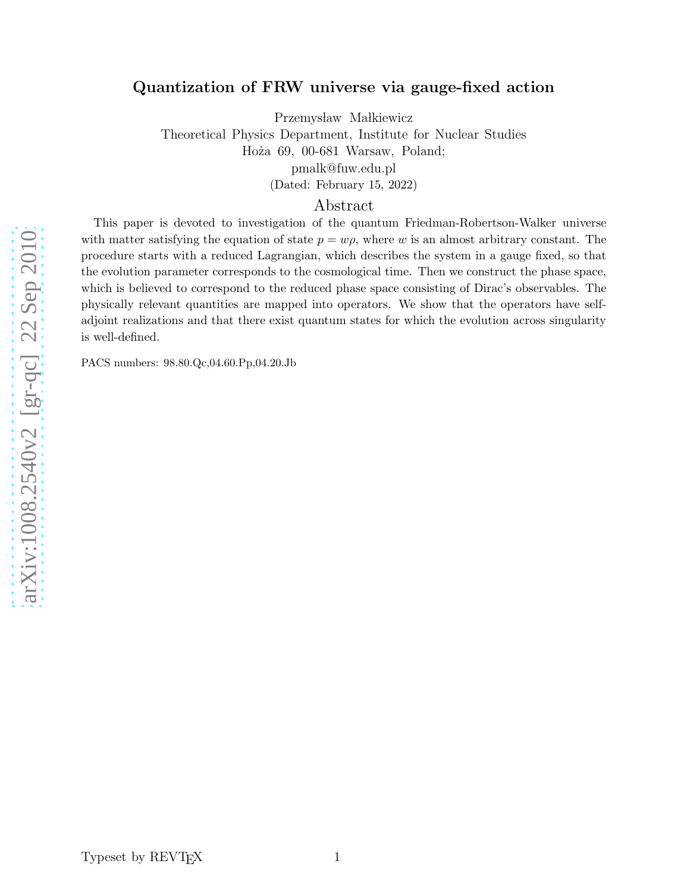# Quantization of FRW universe via gauge-fixed action

Przemysław Małkiewicz

Theoretical Physics Department, Institute for Nuclear Studies
Hoża 69, 00-681 Warsaw, Poland;
pmalk@fuw.edu.pl

(Dated: February 15, 2022)

## Abstract

This paper is devoted to investigation of the quantum Friedman-Robertson-Walker universe with matter satisfying the equation of state $p = w\rho$, where $w$ is an almost arbitrary constant. The procedure starts with a reduced Lagrangian, which describes the system in a gauge fixed, so that the evolution parameter corresponds to the cosmological time. Then we construct the phase space, which is believed to correspond to the reduced phase space consisting of Dirac's observables. The physically relevant quantities are mapped into operators. We show that the operators have self-adjoint realizations and that there exist quantum states for which the evolution across singularity is well-defined.

PACS numbers: 98.80.Qc,04.60.Pp,04.20.Jb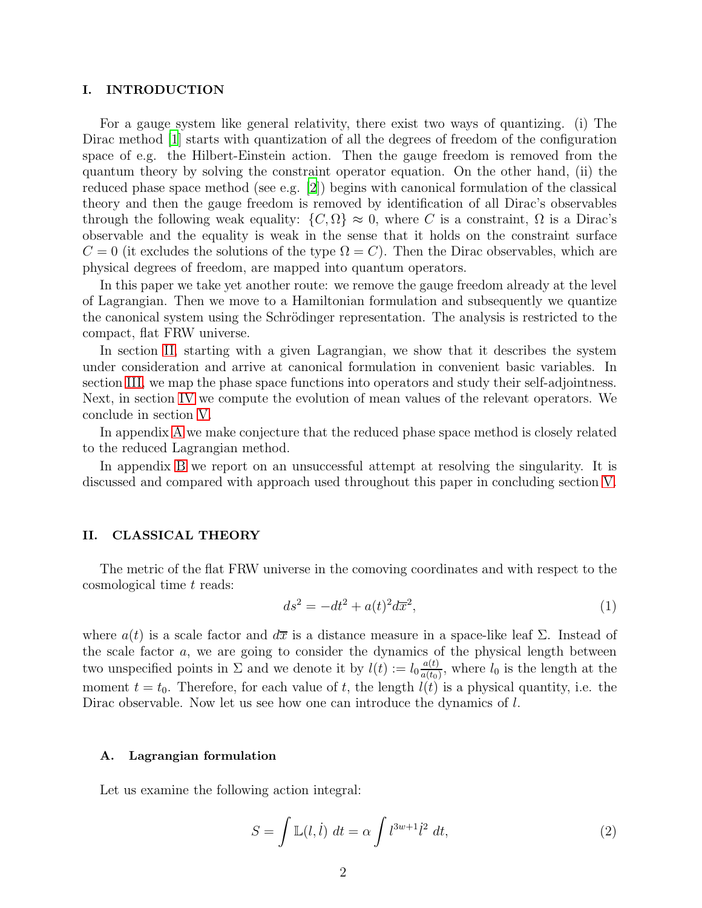## I. INTRODUCTION

For a gauge system like general relativity, there exist two ways of quantizing. (i) The Dirac method [1] starts with quantization of all the degrees of freedom of the configuration space of e.g. the Hilbert-Einstein action. Then the gauge freedom is removed from the quantum theory by solving the constraint operator equation. On the other hand, (ii) the reduced phase space method (see e.g. [2]) begins with canonical formulation of the classical theory and then the gauge freedom is removed by identification of all Dirac's observables through the following weak equality: $\{C, \Omega\} \approx 0$, where $C$ is a constraint, $\Omega$ is a Dirac's observable and the equality is weak in the sense that it holds on the constraint surface $C = 0$ (it excludes the solutions of the type $\Omega = C$). Then the Dirac observables, which are physical degrees of freedom, are mapped into quantum operators.

In this paper we take yet another route: we remove the gauge freedom already at the level of Lagrangian. Then we move to a Hamiltonian formulation and subsequently we quantize the canonical system using the Schrödinger representation. The analysis is restricted to the compact, flat FRW universe.

In section II, starting with a given Lagrangian, we show that it describes the system under consideration and arrive at canonical formulation in convenient basic variables. In section III, we map the phase space functions into operators and study their self-adjointness. Next, in section IV we compute the evolution of mean values of the relevant operators. We conclude in section V.

In appendix A we make conjecture that the reduced phase space method is closely related to the reduced Lagrangian method.

In appendix B we report on an unsuccessful attempt at resolving the singularity. It is discussed and compared with approach used throughout this paper in concluding section V.

## II. CLASSICAL THEORY

The metric of the flat FRW universe in the comoving coordinates and with respect to the cosmological time $t$ reads:

$$ds^2 = -dt^2 + a(t)^2 d\overline{x}^2, \tag{1}$$

where $a(t)$ is a scale factor and $d\overline{x}$ is a distance measure in a space-like leaf $\Sigma$. Instead of the scale factor $a$, we are going to consider the dynamics of the physical length between two unspecified points in $\Sigma$ and we denote it by $l(t) := l_0 \frac{a(t)}{a(t_0)}$, where $l_0$ is the length at the moment $t = t_0$. Therefore, for each value of $t$, the length $l(t)$ is a physical quantity, i.e. the Dirac observable. Now let us see how one can introduce the dynamics of $l$.

### A. Lagrangian formulation

Let us examine the following action integral:

$$S = \int \mathbb{L}(l, \dot{l})\; dt = \alpha \int l^{3w+1} \dot{l}^2 \; dt, \tag{2}$$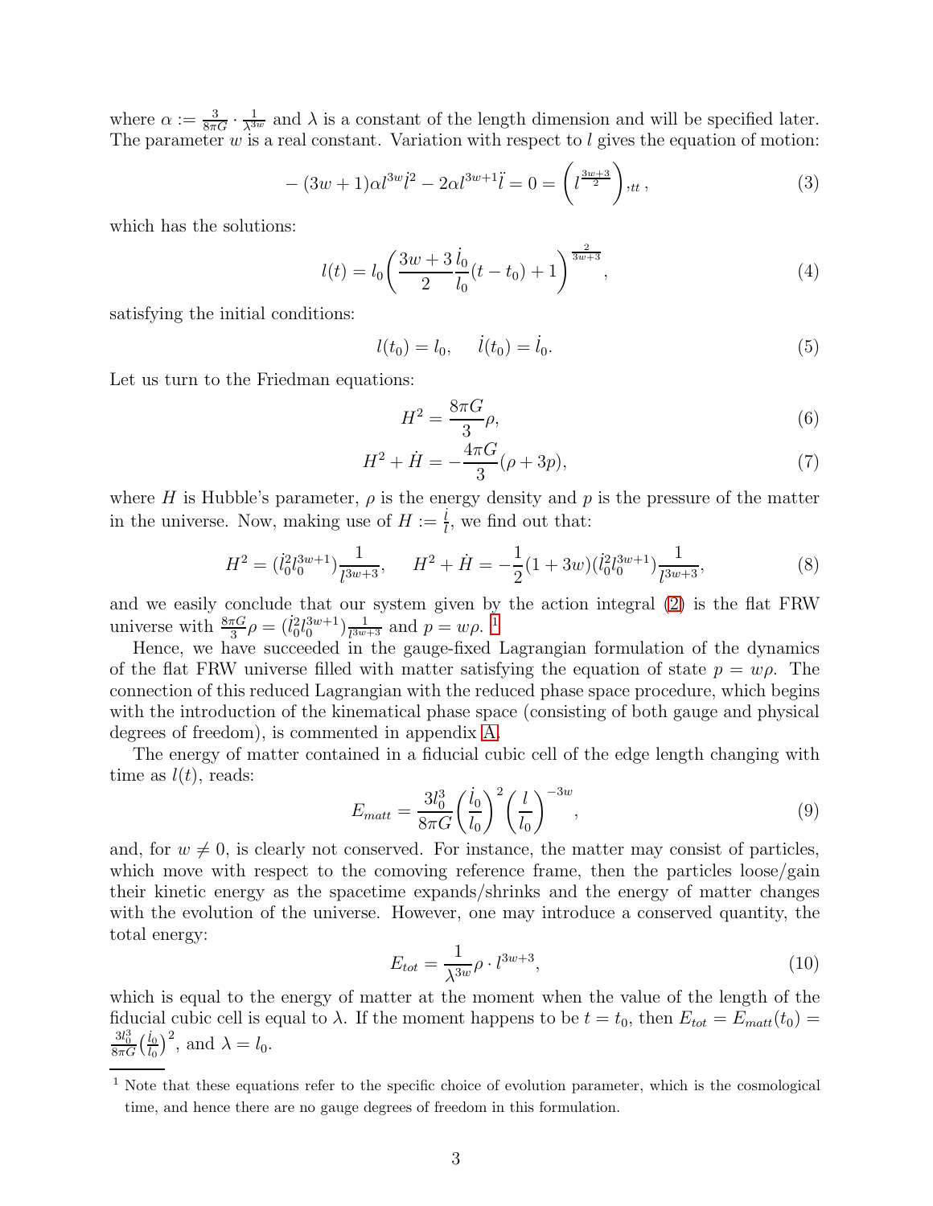where $\alpha := \frac{3}{8\pi G} \cdot \frac{1}{\lambda^{3w}}$ and $\lambda$ is a constant of the length dimension and will be specified later. The parameter $w$ is a real constant. Variation with respect to $l$ gives the equation of motion:

$$-(3w+1)\alpha l^{3w}\dot{l}^2 - 2\alpha l^{3w+1}\ddot{l} = 0 = \left(l^{\frac{3w+3}{2}}\right)_{,tt}, \tag{3}$$

which has the solutions:

$$l(t) = l_0\left(\frac{3w+3}{2}\frac{\dot{l}_0}{l_0}(t-t_0)+1\right)^{\frac{2}{3w+3}}, \tag{4}$$

satisfying the initial conditions:

$$l(t_0) = l_0, \quad \dot{l}(t_0) = \dot{l}_0. \tag{5}$$

Let us turn to the Friedman equations:

$$H^2 = \frac{8\pi G}{3}\rho, \tag{6}$$

$$H^2 + \dot{H} = -\frac{4\pi G}{3}(\rho + 3p), \tag{7}$$

where $H$ is Hubble's parameter, $\rho$ is the energy density and $p$ is the pressure of the matter in the universe. Now, making use of $H := \frac{\dot{l}}{l}$, we find out that:

$$H^2 = (\dot{l}_0^2 l_0^{3w+1})\frac{1}{l^{3w+3}}, \quad H^2 + \dot{H} = -\frac{1}{2}(1+3w)(\dot{l}_0^2 l_0^{3w+1})\frac{1}{l^{3w+3}}, \tag{8}$$

and we easily conclude that our system given by the action integral (2) is the flat FRW universe with $\frac{8\pi G}{3}\rho = (\dot{l}_0^2 l_0^{3w+1})\frac{1}{l^{3w+3}}$ and $p = w\rho$. [1]

Hence, we have succeeded in the gauge-fixed Lagrangian formulation of the dynamics of the flat FRW universe filled with matter satisfying the equation of state $p = w\rho$. The connection of this reduced Lagrangian with the reduced phase space procedure, which begins with the introduction of the kinematical phase space (consisting of both gauge and physical degrees of freedom), is commented in appendix A.

The energy of matter contained in a fiducial cubic cell of the edge length changing with time as $l(t)$, reads:

$$E_{matt} = \frac{3l_0^3}{8\pi G}\left(\frac{\dot{l}_0}{l_0}\right)^2\left(\frac{l}{l_0}\right)^{-3w}, \tag{9}$$

and, for $w \neq 0$, is clearly not conserved. For instance, the matter may consist of particles, which move with respect to the comoving reference frame, then the particles loose/gain their kinetic energy as the spacetime expands/shrinks and the energy of matter changes with the evolution of the universe. However, one may introduce a conserved quantity, the total energy:

$$E_{tot} = \frac{1}{\lambda^{3w}}\rho \cdot l^{3w+3}, \tag{10}$$

which is equal to the energy of matter at the moment when the value of the length of the fiducial cubic cell is equal to $\lambda$. If the moment happens to be $t = t_0$, then $E_{tot} = E_{matt}(t_0) = \frac{3l_0^3}{8\pi G}\left(\frac{\dot{l}_0}{l_0}\right)^2$, and $\lambda = l_0$.

[1] Note that these equations refer to the specific choice of evolution parameter, which is the cosmological time, and hence there are no gauge degrees of freedom in this formulation.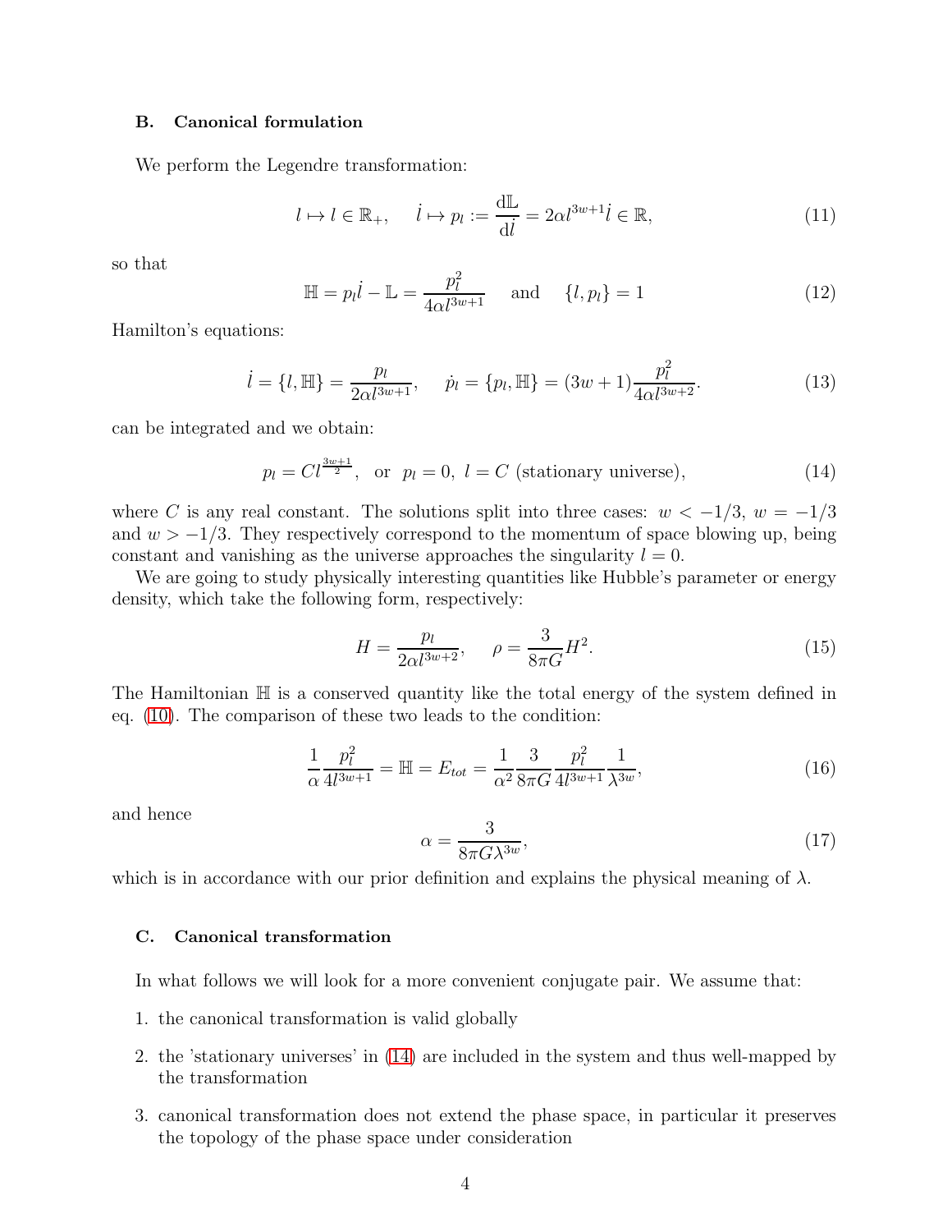### B. Canonical formulation

We perform the Legendre transformation:

$$l \mapsto l \in \mathbb{R}_+, \quad \dot{l} \mapsto p_l := \frac{\mathrm{d}\mathbb{L}}{\mathrm{d}\dot{l}} = 2\alpha l^{3w+1}\dot{l} \in \mathbb{R}, \tag{11}$$

so that

$$\mathbb{H} = p_l\dot{l} - \mathbb{L} = \frac{p_l^2}{4\alpha l^{3w+1}} \quad \text{and} \quad \{l, p_l\} = 1 \tag{12}$$

Hamilton's equations:

$$\dot{l} = \{l, \mathbb{H}\} = \frac{p_l}{2\alpha l^{3w+1}}, \quad \dot{p}_l = \{p_l, \mathbb{H}\} = (3w+1)\frac{p_l^2}{4\alpha l^{3w+2}}. \tag{13}$$

can be integrated and we obtain:

$$p_l = C l^{\frac{3w+1}{2}}, \ \text{ or } \ p_l = 0, \ l = C \ \text{(stationary universe)}, \tag{14}$$

where $C$ is any real constant. The solutions split into three cases: $w < -1/3$, $w = -1/3$ and $w > -1/3$. They respectively correspond to the momentum of space blowing up, being constant and vanishing as the universe approaches the singularity $l = 0$.

We are going to study physically interesting quantities like Hubble's parameter or energy density, which take the following form, respectively:

$$H = \frac{p_l}{2\alpha l^{3w+2}}, \quad \rho = \frac{3}{8\pi G}H^2. \tag{15}$$

The Hamiltonian $\mathbb{H}$ is a conserved quantity like the total energy of the system defined in eq. (10). The comparison of these two leads to the condition:

$$\frac{1}{\alpha}\frac{p_l^2}{4l^{3w+1}} = \mathbb{H} = E_{tot} = \frac{1}{\alpha^2}\frac{3}{8\pi G}\frac{p_l^2}{4l^{3w+1}}\frac{1}{\lambda^{3w}}, \tag{16}$$

and hence

$$\alpha = \frac{3}{8\pi G\lambda^{3w}}, \tag{17}$$

which is in accordance with our prior definition and explains the physical meaning of $\lambda$.

### C. Canonical transformation

In what follows we will look for a more convenient conjugate pair. We assume that:

1. the canonical transformation is valid globally
2. the 'stationary universes' in (14) are included in the system and thus well-mapped by the transformation
3. canonical transformation does not extend the phase space, in particular it preserves the topology of the phase space under consideration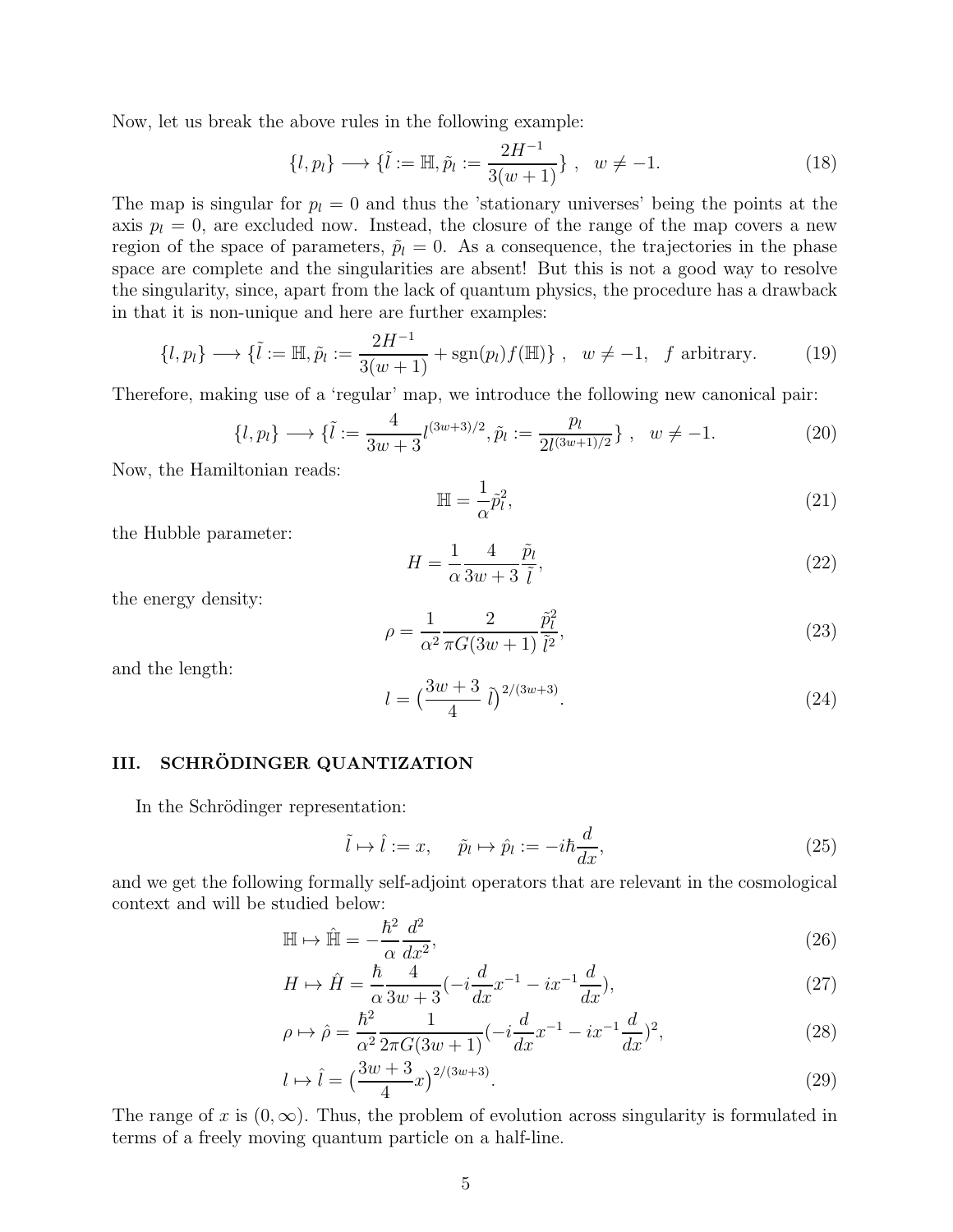Now, let us break the above rules in the following example:

$$\{l, p_l\} \longrightarrow \{\tilde{l} := \mathbb{H}, \tilde{p}_l := \frac{2H^{-1}}{3(w+1)}\} \ , \quad w \neq -1. \tag{18}$$

The map is singular for $p_l = 0$ and thus the 'stationary universes' being the points at the axis $p_l = 0$, are excluded now. Instead, the closure of the range of the map covers a new region of the space of parameters, $\tilde{p}_l = 0$. As a consequence, the trajectories in the phase space are complete and the singularities are absent! But this is not a good way to resolve the singularity, since, apart from the lack of quantum physics, the procedure has a drawback in that it is non-unique and here are further examples:

$$\{l, p_l\} \longrightarrow \{\tilde{l} := \mathbb{H}, \tilde{p}_l := \frac{2H^{-1}}{3(w+1)} + \mathrm{sgn}(p_l) f(\mathbb{H})\} \ , \quad w \neq -1, \quad f \text{ arbitrary.} \tag{19}$$

Therefore, making use of a 'regular' map, we introduce the following new canonical pair:

$$\{l, p_l\} \longrightarrow \{\tilde{l} := \frac{4}{3w+3} l^{(3w+3)/2}, \tilde{p}_l := \frac{p_l}{2l^{(3w+1)/2}}\} \ , \quad w \neq -1. \tag{20}$$

Now, the Hamiltonian reads:

$$\mathbb{H} = \frac{1}{\alpha} \tilde{p}_l^2, \tag{21}$$

the Hubble parameter:

$$H = \frac{1}{\alpha} \frac{4}{3w+3} \frac{\tilde{p}_l}{\tilde{l}}, \tag{22}$$

the energy density:

$$\rho = \frac{1}{\alpha^2} \frac{2}{\pi G (3w+1)} \frac{\tilde{p}_l^2}{\tilde{l}^2}, \tag{23}$$

and the length:

$$l = \big(\frac{3w+3}{4}\ \tilde{l}\big)^{2/(3w+3)}. \tag{24}$$

## III. SCHRÖDINGER QUANTIZATION

In the Schrödinger representation:

$$\tilde{l} \mapsto \hat{l} := x, \qquad \tilde{p}_l \mapsto \hat{p}_l := -i\hbar \frac{d}{dx}, \tag{25}$$

and we get the following formally self-adjoint operators that are relevant in the cosmological context and will be studied below:

$$\mathbb{H} \mapsto \hat{\mathbb{H}} = -\frac{\hbar^2}{\alpha} \frac{d^2}{dx^2}, \tag{26}$$

$$H \mapsto \hat{H} = \frac{\hbar}{\alpha} \frac{4}{3w+3} (-i \frac{d}{dx} x^{-1} - i x^{-1} \frac{d}{dx}), \tag{27}$$

$$\rho \mapsto \hat{\rho} = \frac{\hbar^2}{\alpha^2} \frac{1}{2\pi G (3w+1)} (-i \frac{d}{dx} x^{-1} - i x^{-1} \frac{d}{dx})^2, \tag{28}$$

$$l \mapsto \hat{l} = \big(\frac{3w+3}{4} x\big)^{2/(3w+3)}. \tag{29}$$

The range of $x$ is $(0, \infty)$. Thus, the problem of evolution across singularity is formulated in terms of a freely moving quantum particle on a half-line.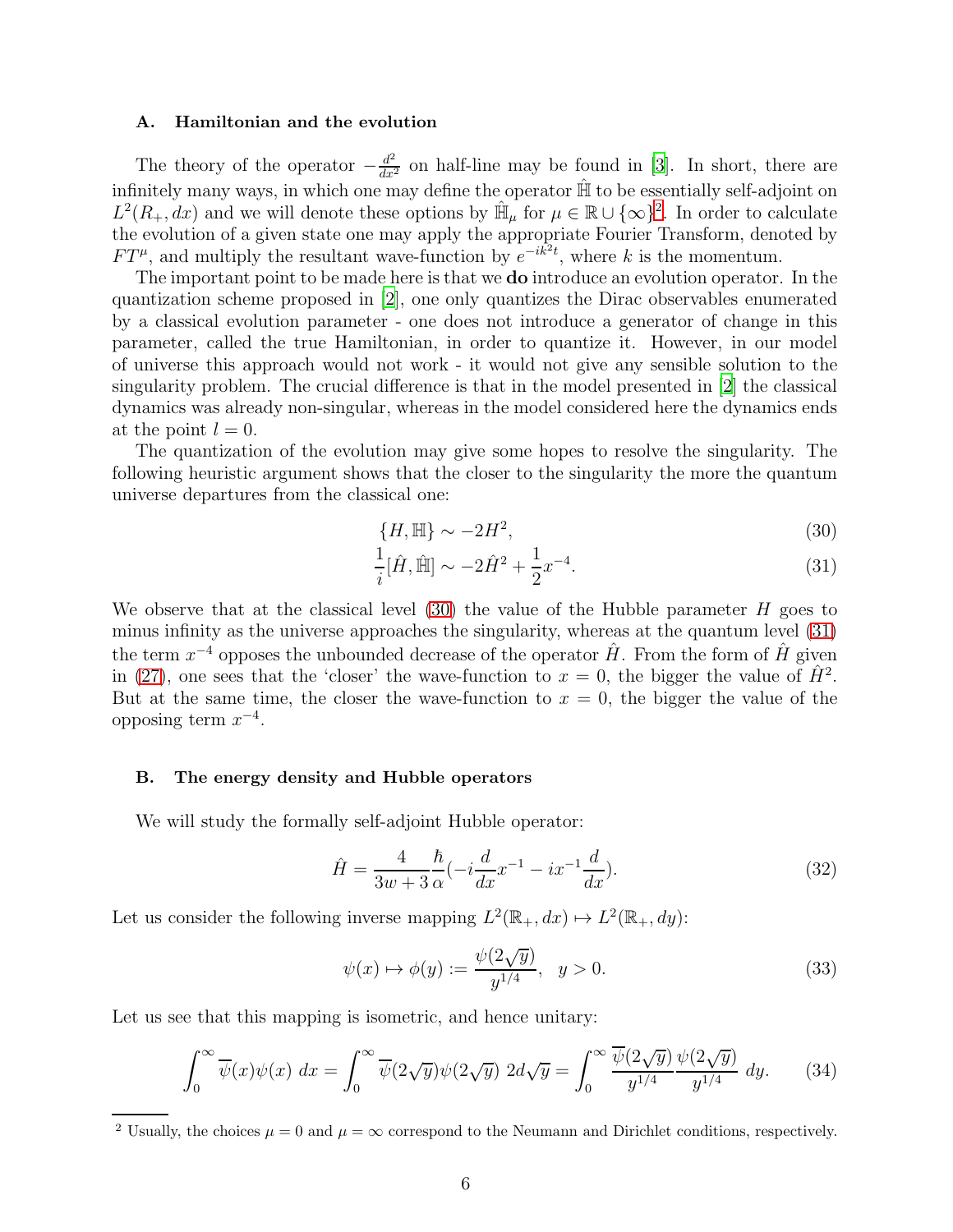### A. Hamiltonian and the evolution

The theory of the operator $-\frac{d^2}{dx^2}$ on half-line may be found in [3]. In short, there are infinitely many ways, in which one may define the operator $\hat{\mathbb{H}}$ to be essentially self-adjoint on $L^2(R_+, dx)$ and we will denote these options by $\hat{\mathbb{H}}_\mu$ for $\mu \in \mathbb{R} \cup \{\infty\}$[2]. In order to calculate the evolution of a given state one may apply the appropriate Fourier Transform, denoted by $FT^\mu$, and multiply the resultant wave-function by $e^{-ik^2 t}$, where $k$ is the momentum.

The important point to be made here is that we **do** introduce an evolution operator. In the quantization scheme proposed in [2], one only quantizes the Dirac observables enumerated by a classical evolution parameter - one does not introduce a generator of change in this parameter, called the true Hamiltonian, in order to quantize it. However, in our model of universe this approach would not work - it would not give any sensible solution to the singularity problem. The crucial difference is that in the model presented in [2] the classical dynamics was already non-singular, whereas in the model considered here the dynamics ends at the point $l = 0$.

The quantization of the evolution may give some hopes to resolve the singularity. The following heuristic argument shows that the closer to the singularity the more the quantum universe departures from the classical one:

$$\{H, \mathbb{H}\} \sim -2H^2, \tag{30}$$

$$\frac{1}{i}[\hat{H}, \hat{\mathbb{H}}] \sim -2\hat{H}^2 + \frac{1}{2}x^{-4}. \tag{31}$$

We observe that at the classical level (30) the value of the Hubble parameter $H$ goes to minus infinity as the universe approaches the singularity, whereas at the quantum level (31) the term $x^{-4}$ opposes the unbounded decrease of the operator $\hat{H}$. From the form of $\hat{H}$ given in (27), one sees that the 'closer' the wave-function to $x = 0$, the bigger the value of $\hat{H}^2$. But at the same time, the closer the wave-function to $x = 0$, the bigger the value of the opposing term $x^{-4}$.

### B. The energy density and Hubble operators

We will study the formally self-adjoint Hubble operator:

$$\hat{H} = \frac{4}{3w+3}\frac{\hbar}{\alpha}\left(-i\frac{d}{dx}x^{-1} - ix^{-1}\frac{d}{dx}\right). \tag{32}$$

Let us consider the following inverse mapping $L^2(\mathbb{R}_+, dx) \mapsto L^2(\mathbb{R}_+, dy)$:

$$\psi(x) \mapsto \phi(y) := \frac{\psi(2\sqrt{y})}{y^{1/4}}, \quad y > 0. \tag{33}$$

Let us see that this mapping is isometric, and hence unitary:

$$\int_0^\infty \overline{\psi}(x)\psi(x)\ dx = \int_0^\infty \overline{\psi}(2\sqrt{y})\psi(2\sqrt{y})\ 2d\sqrt{y} = \int_0^\infty \frac{\overline{\psi}(2\sqrt{y})}{y^{1/4}}\frac{\psi(2\sqrt{y})}{y^{1/4}}\ dy. \tag{34}$$

[2] Usually, the choices $\mu = 0$ and $\mu = \infty$ correspond to the Neumann and Dirichlet conditions, respectively.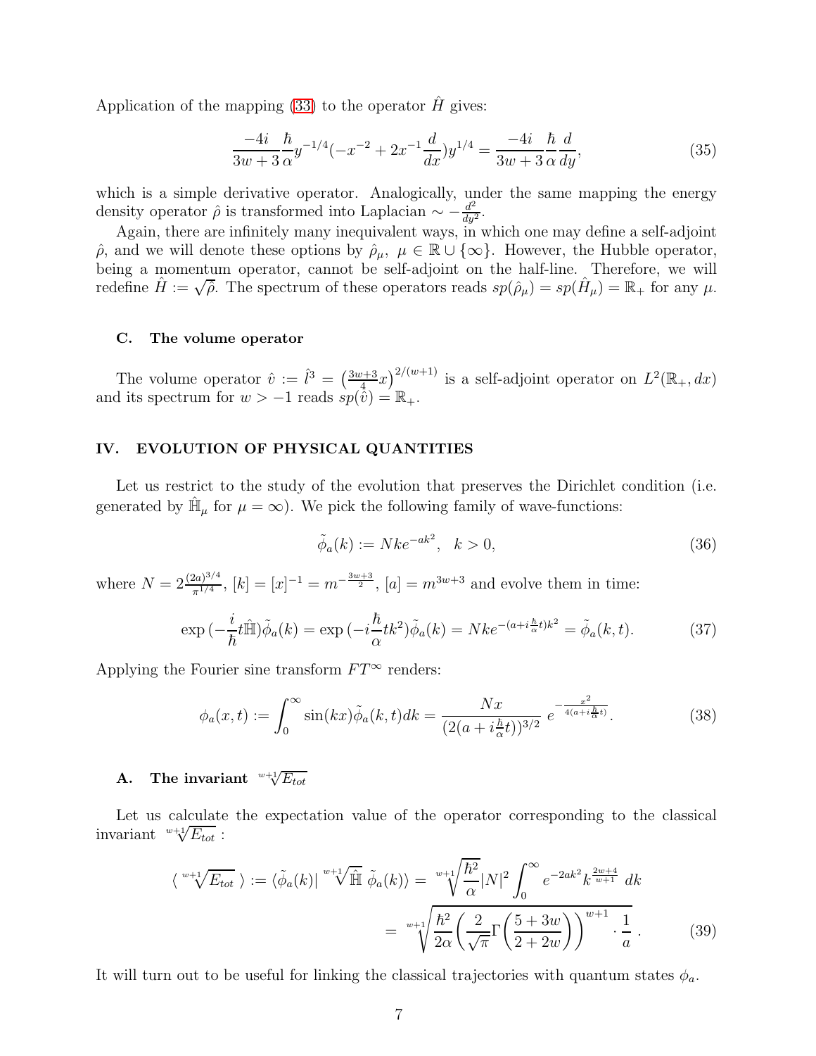Application of the mapping (33) to the operator $\hat{H}$ gives:

$$\frac{-4i}{3w+3}\frac{\hbar}{\alpha}y^{-1/4}(-x^{-2}+2x^{-1}\frac{d}{dx})y^{1/4} = \frac{-4i}{3w+3}\frac{\hbar}{\alpha}\frac{d}{dy}, \tag{35}$$

which is a simple derivative operator. Analogically, under the same mapping the energy density operator $\hat{\rho}$ is transformed into Laplacian $\sim -\frac{d^2}{dy^2}$.

Again, there are infinitely many inequivalent ways, in which one may define a self-adjoint $\hat{\rho}$, and we will denote these options by $\hat{\rho}_\mu,\ \mu \in \mathbb{R}\cup\{\infty\}$. However, the Hubble operator, being a momentum operator, cannot be self-adjoint on the half-line. Therefore, we will redefine $\hat{H} := \sqrt{\hat{\rho}}$. The spectrum of these operators reads $sp(\hat{\rho}_\mu) = sp(\hat{H}_\mu) = \mathbb{R}_+$ for any $\mu$.

### C. The volume operator

The volume operator $\hat{v} := \hat{l}^3 = \left(\frac{3w+3}{4}x\right)^{2/(w+1)}$ is a self-adjoint operator on $L^2(\mathbb{R}_+, dx)$ and its spectrum for $w > -1$ reads $sp(\hat{v}) = \mathbb{R}_+$.

## IV. EVOLUTION OF PHYSICAL QUANTITIES

Let us restrict to the study of the evolution that preserves the Dirichlet condition (i.e. generated by $\hat{\mathbb{H}}_\mu$ for $\mu = \infty$). We pick the following family of wave-functions:

$$\tilde{\phi}_a(k) := Nke^{-ak^2},\ \ k > 0, \tag{36}$$

where $N = 2\frac{(2a)^{3/4}}{\pi^{1/4}}$, $[k] = [x]^{-1} = m^{-\frac{3w+3}{2}}$, $[a] = m^{3w+3}$ and evolve them in time:

$$\exp(-\frac{i}{\hbar}t\hat{\mathbb{H}})\tilde{\phi}_a(k) = \exp(-i\frac{\hbar}{\alpha}tk^2)\tilde{\phi}_a(k) = Nke^{-(a+i\frac{\hbar}{\alpha}t)k^2} = \tilde{\phi}_a(k,t). \tag{37}$$

Applying the Fourier sine transform $FT^\infty$ renders:

$$\phi_a(x,t) := \int_0^\infty \sin(kx)\tilde{\phi}_a(k,t)dk = \frac{Nx}{(2(a+i\frac{\hbar}{\alpha}t))^{3/2}}\ e^{-\frac{x^2}{4(a+i\frac{\hbar}{\alpha}t)}}. \tag{38}$$

### A. The invariant $\sqrt[w+1]{E_{tot}}$

Let us calculate the expectation value of the operator corresponding to the classical invariant $\sqrt[w+1]{E_{tot}}$ :

$$\langle \sqrt[w+1]{E_{tot}} \rangle := \langle \tilde{\phi}_a(k)|\ \sqrt[w+1]{\hat{\mathbb{H}}}\ \tilde{\phi}_a(k)\rangle = \sqrt[w+1]{\frac{\hbar^2}{\alpha}}|N|^2\int_0^\infty e^{-2ak^2}k^{\frac{2w+4}{w+1}}\ dk$$
$$= \sqrt[w+1]{\frac{\hbar^2}{2\alpha}\left(\frac{2}{\sqrt{\pi}}\Gamma\left(\frac{5+3w}{2+2w}\right)\right)^{w+1}\cdot\frac{1}{a}}\ . \tag{39}$$

It will turn out to be useful for linking the classical trajectories with quantum states $\phi_a$.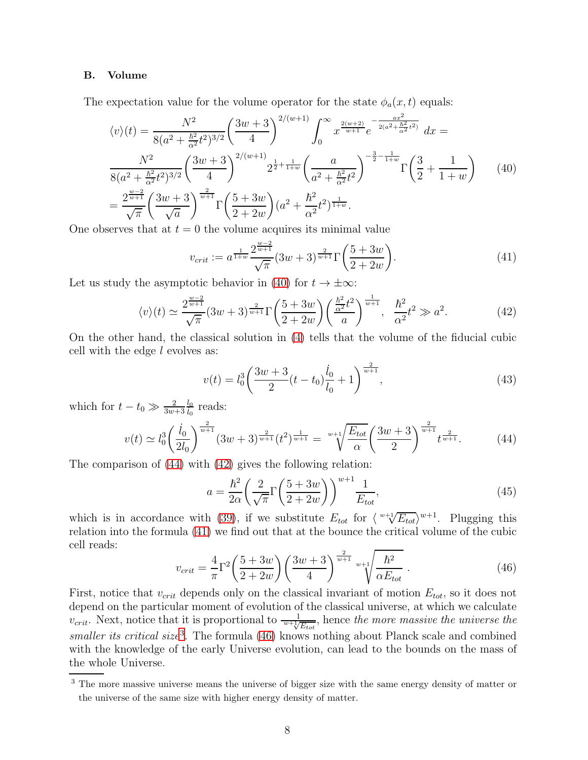### B. Volume

The expectation value for the volume operator for the state $\phi_a(x,t)$ equals:

$$\langle v\rangle(t) = \frac{N^2}{8(a^2+\frac{\hbar^2}{\alpha^2}t^2)^{3/2}}\left(\frac{3w+3}{4}\right)^{2/(w+1)}\int_0^\infty x^{\frac{2(w+2)}{w+1}} e^{-\frac{ax^2}{2(a^2+\frac{\hbar^2}{\alpha^2}t^2)}}\,dx =$$

$$\frac{N^2}{8(a^2+\frac{\hbar^2}{\alpha^2}t^2)^{3/2}}\left(\frac{3w+3}{4}\right)^{2/(w+1)} 2^{\frac{1}{2}+\frac{1}{1+w}}\left(\frac{a}{a^2+\frac{\hbar^2}{\alpha^2}t^2}\right)^{-\frac{3}{2}-\frac{1}{1+w}}\Gamma\left(\frac{3}{2}+\frac{1}{1+w}\right) \tag{40}$$

$$= \frac{2^{\frac{w-2}{w+1}}}{\sqrt{\pi}}\left(\frac{3w+3}{\sqrt{a}}\right)^{\frac{2}{w+1}}\Gamma\left(\frac{5+3w}{2+2w}\right)(a^2+\frac{\hbar^2}{\alpha^2}t^2)^{\frac{1}{1+w}}.$$

One observes that at $t=0$ the volume acquires its minimal value

$$v_{crit} := a^{\frac{1}{1+w}}\frac{2^{\frac{w-2}{w+1}}}{\sqrt{\pi}}(3w+3)^{\frac{2}{w+1}}\Gamma\left(\frac{5+3w}{2+2w}\right). \tag{41}$$

Let us study the asymptotic behavior in (40) for $t\to\pm\infty$:

$$\langle v\rangle(t) \simeq \frac{2^{\frac{w-2}{w+1}}}{\sqrt{\pi}}(3w+3)^{\frac{2}{w+1}}\Gamma\left(\frac{5+3w}{2+2w}\right)\left(\frac{\frac{\hbar^2}{\alpha^2}t^2}{a}\right)^{\frac{1}{w+1}}, \quad \frac{\hbar^2}{\alpha^2}t^2 \gg a^2. \tag{42}$$

On the other hand, the classical solution in (4) tells that the volume of the fiducial cubic cell with the edge $l$ evolves as:

$$v(t) = l_0^3\left(\frac{3w+3}{2}(t-t_0)\frac{\dot{l}_0}{l_0}+1\right)^{\frac{2}{w+1}}, \tag{43}$$

which for $t-t_0 \gg \frac{2}{3w+3}\frac{l_0}{\dot{l}_0}$ reads:

$$v(t) \simeq l_0^3\left(\frac{\dot{l}_0}{2l_0}\right)^{\frac{2}{w+1}}(3w+3)^{\frac{2}{w+1}}(t^2)^{\frac{1}{w+1}} = \sqrt[w+1]{\frac{E_{tot}}{\alpha}}\left(\frac{3w+3}{2}\right)^{\frac{2}{w+1}}t^{\frac{2}{w+1}}. \tag{44}$$

The comparison of (44) with (42) gives the following relation:

$$a = \frac{\hbar^2}{2\alpha}\left(\frac{2}{\sqrt{\pi}}\Gamma\left(\frac{5+3w}{2+2w}\right)\right)^{w+1}\frac{1}{E_{tot}}, \tag{45}$$

which is in accordance with (39), if we substitute $E_{tot}$ for $\langle \sqrt[w+1]{E_{tot}}\rangle^{w+1}$. Plugging this relation into the formula (41) we find out that at the bounce the critical volume of the cubic cell reads:

$$v_{crit} = \frac{4}{\pi}\Gamma^2\left(\frac{5+3w}{2+2w}\right)\left(\frac{3w+3}{4}\right)^{\frac{2}{w+1}}\sqrt[w+1]{\frac{\hbar^2}{\alpha E_{tot}}}\,. \tag{46}$$

First, notice that $v_{crit}$ depends only on the classical invariant of motion $E_{tot}$, so it does not depend on the particular moment of evolution of the classical universe, at which we calculate $v_{crit}$. Next, notice that it is proportional to $\frac{1}{\sqrt[w+1]{E_{tot}}}$, hence *the more massive the universe the smaller its critical size*[3]. The formula (46) knows nothing about Planck scale and combined with the knowledge of the early Universe evolution, can lead to the bounds on the mass of the whole Universe.

[3] The more massive universe means the universe of bigger size with the same energy density of matter or the universe of the same size with higher energy density of matter.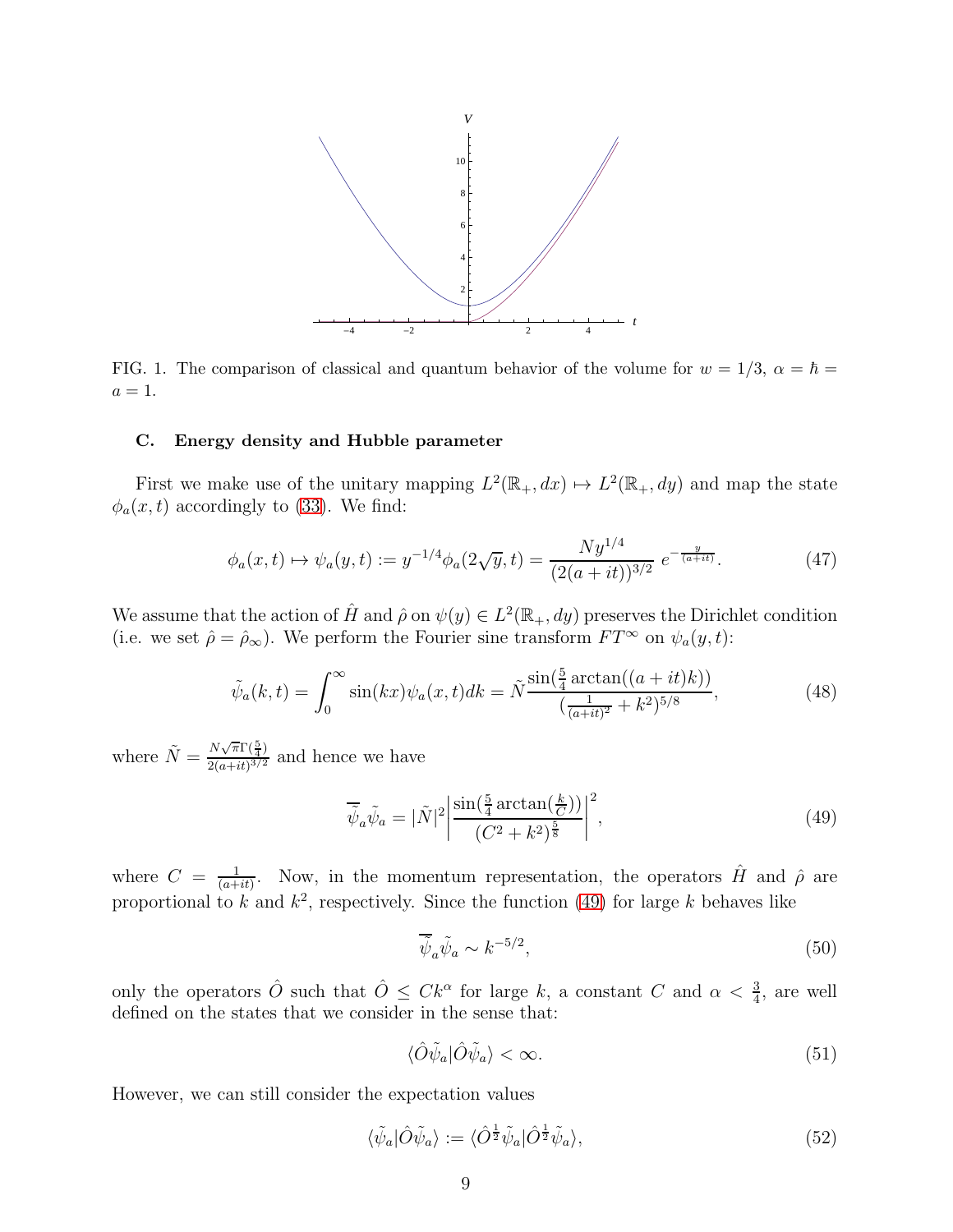FIG. 1. The comparison of classical and quantum behavior of the volume for $w = 1/3$, $\alpha = \hbar = a = 1$.

### C. Energy density and Hubble parameter

First we make use of the unitary mapping $L^2(\mathbb{R}_+, dx) \mapsto L^2(\mathbb{R}_+, dy)$ and map the state $\phi_a(x,t)$ accordingly to (33). We find:

$$\phi_a(x,t) \mapsto \psi_a(y,t) := y^{-1/4}\phi_a(2\sqrt{y},t) = \frac{N y^{1/4}}{(2(a+it))^{3/2}}\; e^{-\frac{y}{(a+it)}}. \tag{47}$$

We assume that the action of $\hat{H}$ and $\hat{\rho}$ on $\psi(y) \in L^2(\mathbb{R}_+, dy)$ preserves the Dirichlet condition (i.e. we set $\hat{\rho} = \hat{\rho}_\infty$). We perform the Fourier sine transform $FT^\infty$ on $\psi_a(y,t)$:

$$\tilde{\psi}_a(k,t) = \int_0^\infty \sin(kx)\psi_a(x,t)dk = \tilde{N}\frac{\sin(\frac{5}{4}\arctan((a+it)k))}{(\frac{1}{(a+it)^2}+k^2)^{5/8}}, \tag{48}$$

where $\tilde{N} = \frac{N\sqrt{\pi}\Gamma(\frac{5}{4})}{2(a+it)^{3/2}}$ and hence we have

$$\overline{\tilde{\psi}}_a\tilde{\psi}_a = |\tilde{N}|^2\left|\frac{\sin(\frac{5}{4}\arctan(\frac{k}{C}))}{(C^2+k^2)^{\frac{5}{8}}}\right|^2, \tag{49}$$

where $C = \frac{1}{(a+it)}$. Now, in the momentum representation, the operators $\hat{H}$ and $\hat{\rho}$ are proportional to $k$ and $k^2$, respectively. Since the function (49) for large $k$ behaves like

$$\overline{\tilde{\psi}}_a\tilde{\psi}_a \sim k^{-5/2}, \tag{50}$$

only the operators $\hat{O}$ such that $\hat{O} \leq Ck^\alpha$ for large $k$, a constant $C$ and $\alpha < \frac{3}{4}$, are well defined on the states that we consider in the sense that:

$$\langle \hat{O}\tilde{\psi}_a|\hat{O}\tilde{\psi}_a\rangle < \infty. \tag{51}$$

However, we can still consider the expectation values

$$\langle\tilde{\psi}_a|\hat{O}\tilde{\psi}_a\rangle := \langle\hat{O}^{\frac{1}{2}}\tilde{\psi}_a|\hat{O}^{\frac{1}{2}}\tilde{\psi}_a\rangle, \tag{52}$$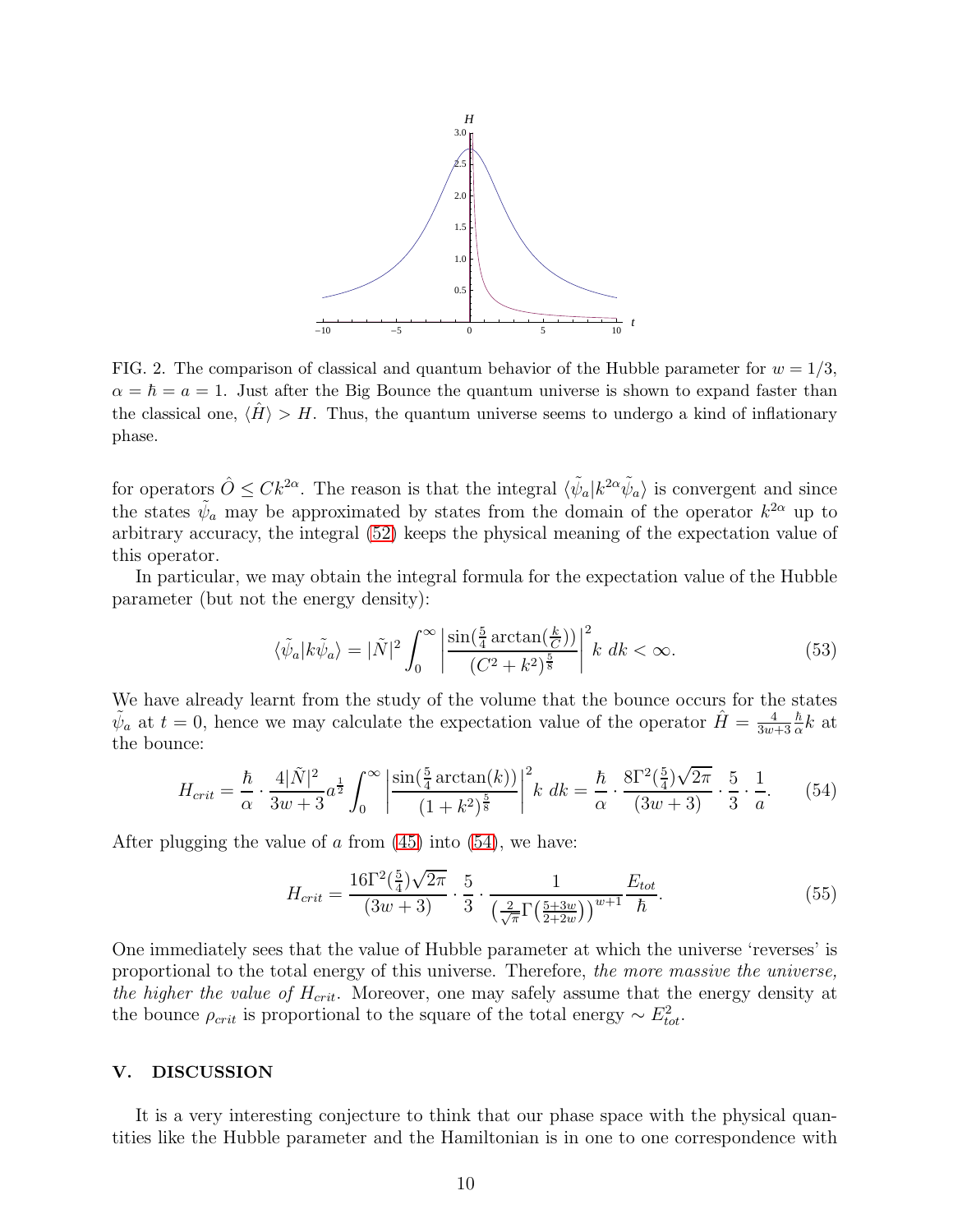FIG. 2. The comparison of classical and quantum behavior of the Hubble parameter for $w = 1/3$, $\alpha = \hbar = a = 1$. Just after the Big Bounce the quantum universe is shown to expand faster than the classical one, $\langle \hat{H} \rangle > H$. Thus, the quantum universe seems to undergo a kind of inflationary phase.

for operators $\hat{O} \leq Ck^{2\alpha}$. The reason is that the integral $\langle \tilde{\psi}_a | k^{2\alpha} \tilde{\psi}_a \rangle$ is convergent and since the states $\tilde{\psi}_a$ may be approximated by states from the domain of the operator $k^{2\alpha}$ up to arbitrary accuracy, the integral (52) keeps the physical meaning of the expectation value of this operator.

In particular, we may obtain the integral formula for the expectation value of the Hubble parameter (but not the energy density):

$$\langle \tilde{\psi}_a | k \tilde{\psi}_a \rangle = |\tilde{N}|^2 \int_0^\infty \left| \frac{\sin(\frac{5}{4}\arctan(\frac{k}{C}))}{(C^2 + k^2)^{\frac{5}{8}}} \right|^2 k \; dk < \infty. \tag{53}$$

We have already learnt from the study of the volume that the bounce occurs for the states $\tilde{\psi}_a$ at $t = 0$, hence we may calculate the expectation value of the operator $\hat{H} = \frac{4}{3w+3}\frac{\hbar}{\alpha}k$ at the bounce:

$$H_{crit} = \frac{\hbar}{\alpha} \cdot \frac{4|\tilde{N}|^2}{3w+3} a^{\frac{1}{2}} \int_0^\infty \left| \frac{\sin(\frac{5}{4}\arctan(k))}{(1 + k^2)^{\frac{5}{8}}} \right|^2 k \; dk = \frac{\hbar}{\alpha} \cdot \frac{8\Gamma^2(\frac{5}{4})\sqrt{2\pi}}{(3w+3)} \cdot \frac{5}{3} \cdot \frac{1}{a}. \tag{54}$$

After plugging the value of $a$ from (45) into (54), we have:

$$H_{crit} = \frac{16\Gamma^2(\frac{5}{4})\sqrt{2\pi}}{(3w+3)} \cdot \frac{5}{3} \cdot \frac{1}{\left(\frac{2}{\sqrt{\pi}}\Gamma\left(\frac{5+3w}{2+2w}\right)\right)^{w+1}} \frac{E_{tot}}{\hbar}. \tag{55}$$

One immediately sees that the value of Hubble parameter at which the universe 'reverses' is proportional to the total energy of this universe. Therefore, *the more massive the universe, the higher the value of* $H_{crit}$. Moreover, one may safely assume that the energy density at the bounce $\rho_{crit}$ is proportional to the square of the total energy $\sim E_{tot}^2$.

## V. DISCUSSION

It is a very interesting conjecture to think that our phase space with the physical quantities like the Hubble parameter and the Hamiltonian is in one to one correspondence with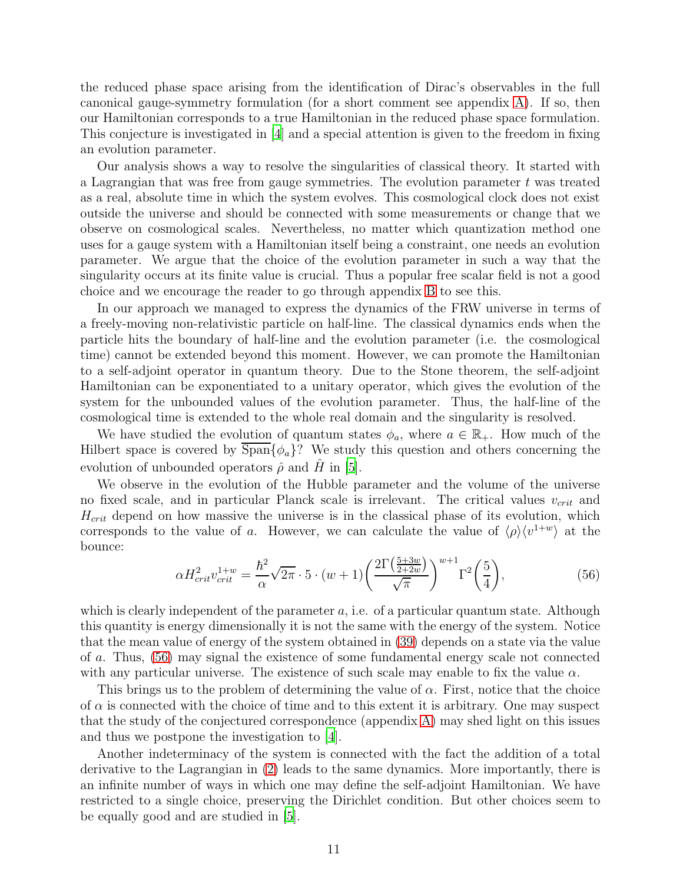the reduced phase space arising from the identification of Dirac's observables in the full canonical gauge-symmetry formulation (for a short comment see appendix A). If so, then our Hamiltonian corresponds to a true Hamiltonian in the reduced phase space formulation. This conjecture is investigated in [4] and a special attention is given to the freedom in fixing an evolution parameter.

Our analysis shows a way to resolve the singularities of classical theory. It started with a Lagrangian that was free from gauge symmetries. The evolution parameter $t$ was treated as a real, absolute time in which the system evolves. This cosmological clock does not exist outside the universe and should be connected with some measurements or change that we observe on cosmological scales. Nevertheless, no matter which quantization method one uses for a gauge system with a Hamiltonian itself being a constraint, one needs an evolution parameter. We argue that the choice of the evolution parameter in such a way that the singularity occurs at its finite value is crucial. Thus a popular free scalar field is not a good choice and we encourage the reader to go through appendix B to see this.

In our approach we managed to express the dynamics of the FRW universe in terms of a freely-moving non-relativistic particle on half-line. The classical dynamics ends when the particle hits the boundary of half-line and the evolution parameter (i.e. the cosmological time) cannot be extended beyond this moment. However, we can promote the Hamiltonian to a self-adjoint operator in quantum theory. Due to the Stone theorem, the self-adjoint Hamiltonian can be exponentiated to a unitary operator, which gives the evolution of the system for the unbounded values of the evolution parameter. Thus, the half-line of the cosmological time is extended to the whole real domain and the singularity is resolved.

We have studied the evolution of quantum states $\phi_a$, where $a \in \mathbb{R}_+$. How much of the Hilbert space is covered by $\overline{\text{Span}}\{\phi_a\}$? We study this question and others concerning the evolution of unbounded operators $\hat{\rho}$ and $\hat{H}$ in [5].

We observe in the evolution of the Hubble parameter and the volume of the universe no fixed scale, and in particular Planck scale is irrelevant. The critical values $v_{crit}$ and $H_{crit}$ depend on how massive the universe is in the classical phase of its evolution, which corresponds to the value of $a$. However, we can calculate the value of $\langle \rho \rangle \langle v^{1+w} \rangle$ at the bounce:

$$\alpha H_{crit}^2 v_{crit}^{1+w} = \frac{\hbar^2}{\alpha} \sqrt{2\pi} \cdot 5 \cdot (w+1) \left( \frac{2\Gamma\left(\frac{5+3w}{2+2w}\right)}{\sqrt{\pi}} \right)^{w+1} \Gamma^2\left(\frac{5}{4}\right), \tag{56}$$

which is clearly independent of the parameter $a$, i.e. of a particular quantum state. Although this quantity is energy dimensionally it is not the same with the energy of the system. Notice that the mean value of energy of the system obtained in (39) depends on a state via the value of $a$. Thus, (56) may signal the existence of some fundamental energy scale not connected with any particular universe. The existence of such scale may enable to fix the value $\alpha$.

This brings us to the problem of determining the value of $\alpha$. First, notice that the choice of $\alpha$ is connected with the choice of time and to this extent it is arbitrary. One may suspect that the study of the conjectured correspondence (appendix A) may shed light on this issues and thus we postpone the investigation to [4].

Another indeterminacy of the system is connected with the fact the addition of a total derivative to the Lagrangian in (2) leads to the same dynamics. More importantly, there is an infinite number of ways in which one may define the self-adjoint Hamiltonian. We have restricted to a single choice, preserving the Dirichlet condition. But other choices seem to be equally good and are studied in [5].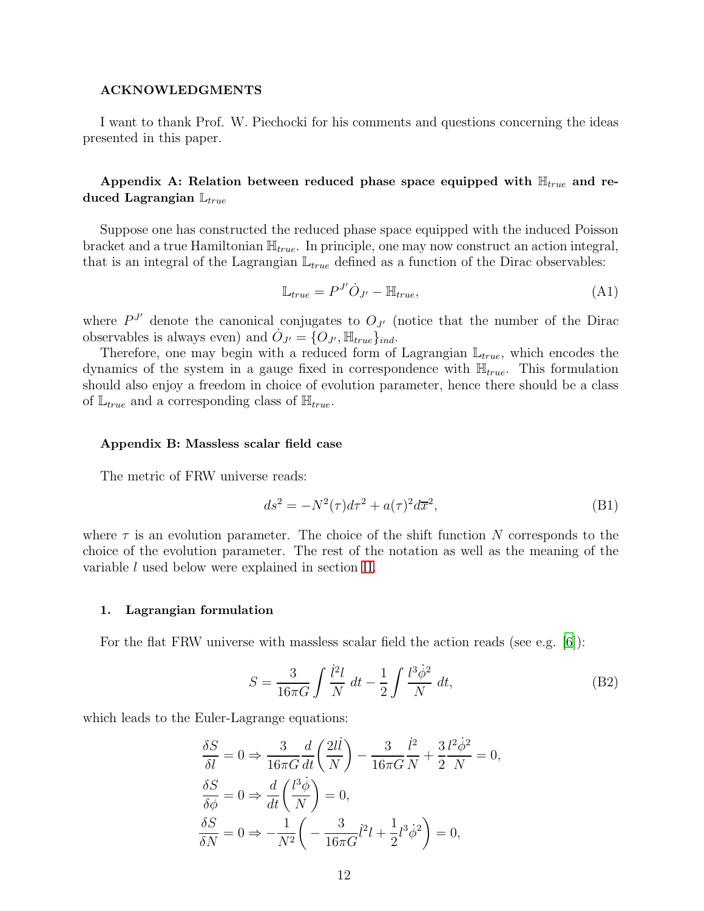### ACKNOWLEDGMENTS

I want to thank Prof. W. Piechocki for his comments and questions concerning the ideas presented in this paper.

### Appendix A: Relation between reduced phase space equipped with $\mathbb{H}_{true}$ and reduced Lagrangian $\mathbb{L}_{true}$

Suppose one has constructed the reduced phase space equipped with the induced Poisson bracket and a true Hamiltonian $\mathbb{H}_{true}$. In principle, one may now construct an action integral, that is an integral of the Lagrangian $\mathbb{L}_{true}$ defined as a function of the Dirac observables:

$$\mathbb{L}_{true} = P^{J'}\dot{O}_{J'} - \mathbb{H}_{true}, \tag{A1}$$

where $P^{J'}$ denote the canonical conjugates to $O_{J'}$ (notice that the number of the Dirac observables is always even) and $\dot{O}_{J'} = \{O_{J'}, \mathbb{H}_{true}\}_{ind}$.

Therefore, one may begin with a reduced form of Lagrangian $\mathbb{L}_{true}$, which encodes the dynamics of the system in a gauge fixed in correspondence with $\mathbb{H}_{true}$. This formulation should also enjoy a freedom in choice of evolution parameter, hence there should be a class of $\mathbb{L}_{true}$ and a corresponding class of $\mathbb{H}_{true}$.

### Appendix B: Massless scalar field case

The metric of FRW universe reads:

$$ds^2 = -N^2(\tau)d\tau^2 + a(\tau)^2 d\overline{x}^2, \tag{B1}$$

where $\tau$ is an evolution parameter. The choice of the shift function $N$ corresponds to the choice of the evolution parameter. The rest of the notation as well as the meaning of the variable $l$ used below were explained in section II.

#### 1. Lagrangian formulation

For the flat FRW universe with massless scalar field the action reads (see e.g. [6]):

$$S = \frac{3}{16\pi G}\int \frac{\dot{l}^2 l}{N}\, dt - \frac{1}{2}\int \frac{l^3\dot{\phi}^2}{N}\, dt, \tag{B2}$$

which leads to the Euler-Lagrange equations:

$$\begin{aligned}
\frac{\delta S}{\delta l} = 0 &\Rightarrow \frac{3}{16\pi G}\frac{d}{dt}\left(\frac{2l\dot{l}}{N}\right) - \frac{3}{16\pi G}\frac{\dot{l}^2}{N} + \frac{3}{2}\frac{l^2\dot{\phi}^2}{N} = 0, \\
\frac{\delta S}{\delta \phi} = 0 &\Rightarrow \frac{d}{dt}\left(\frac{l^3\dot{\phi}}{N}\right) = 0, \\
\frac{\delta S}{\delta N} = 0 &\Rightarrow -\frac{1}{N^2}\left(-\frac{3}{16\pi G}\dot{l}^2 l + \frac{1}{2}l^3\dot{\phi}^2\right) = 0,
\end{aligned}$$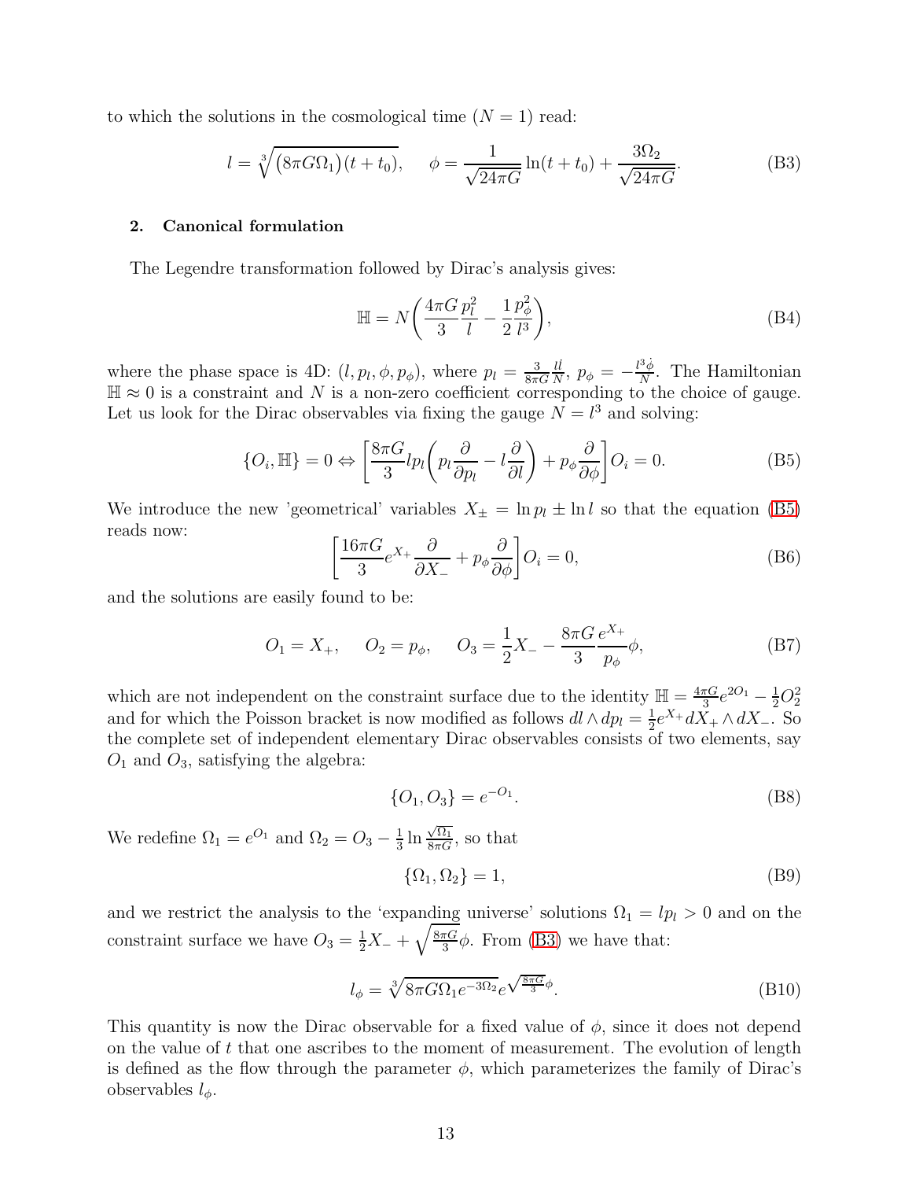to which the solutions in the cosmological time ($N=1$) read:

$$l = \sqrt[3]{\big(8\pi G\Omega_1\big)(t+t_0)}, \qquad \phi = \frac{1}{\sqrt{24\pi G}}\ln(t+t_0) + \frac{3\Omega_2}{\sqrt{24\pi G}}. \tag{B3}$$

### 2. Canonical formulation

The Legendre transformation followed by Dirac's analysis gives:

$$\mathbb{H} = N\bigg(\frac{4\pi G}{3}\frac{p_l^2}{l} - \frac{1}{2}\frac{p_\phi^2}{l^3}\bigg), \tag{B4}$$

where the phase space is 4D: $(l, p_l, \phi, p_\phi)$, where $p_l = \frac{3}{8\pi G}\frac{l\dot{l}}{N}$, $p_\phi = -\frac{l^3\dot{\phi}}{N}$. The Hamiltonian $\mathbb{H} \approx 0$ is a constraint and $N$ is a non-zero coefficient corresponding to the choice of gauge. Let us look for the Dirac observables via fixing the gauge $N = l^3$ and solving:

$$\{O_i, \mathbb{H}\} = 0 \Leftrightarrow \bigg[\frac{8\pi G}{3} l p_l \bigg(p_l\frac{\partial}{\partial p_l} - l\frac{\partial}{\partial l}\bigg) + p_\phi \frac{\partial}{\partial \phi}\bigg] O_i = 0. \tag{B5}$$

We introduce the new 'geometrical' variables $X_\pm = \ln p_l \pm \ln l$ so that the equation (B5) reads now:

$$\bigg[\frac{16\pi G}{3}e^{X_+}\frac{\partial}{\partial X_-} + p_\phi\frac{\partial}{\partial \phi}\bigg] O_i = 0, \tag{B6}$$

and the solutions are easily found to be:

$$O_1 = X_+, \quad O_2 = p_\phi, \quad O_3 = \frac{1}{2}X_- - \frac{8\pi G}{3}\frac{e^{X_+}}{p_\phi}\phi, \tag{B7}$$

which are not independent on the constraint surface due to the identity $\mathbb{H} = \frac{4\pi G}{3}e^{2O_1} - \frac{1}{2}O_2^2$ and for which the Poisson bracket is now modified as follows $dl \wedge dp_l = \frac{1}{2}e^{X_+}dX_+ \wedge dX_-$. So the complete set of independent elementary Dirac observables consists of two elements, say $O_1$ and $O_3$, satisfying the algebra:

$$\{O_1, O_3\} = e^{-O_1}. \tag{B8}$$

We redefine $\Omega_1 = e^{O_1}$ and $\Omega_2 = O_3 - \frac{1}{3}\ln\frac{\sqrt{\Omega_1}}{8\pi G}$, so that

$$\{\Omega_1, \Omega_2\} = 1, \tag{B9}$$

and we restrict the analysis to the 'expanding universe' solutions $\Omega_1 = lp_l > 0$ and on the constraint surface we have $O_3 = \frac{1}{2}X_- + \sqrt{\frac{8\pi G}{3}}\phi$. From (B3) we have that:

$$l_\phi = \sqrt[3]{8\pi G\Omega_1 e^{-3\Omega_2}}\, e^{\sqrt{\frac{8\pi G}{3}}\phi}. \tag{B10}$$

This quantity is now the Dirac observable for a fixed value of $\phi$, since it does not depend on the value of $t$ that one ascribes to the moment of measurement. The evolution of length is defined as the flow through the parameter $\phi$, which parameterizes the family of Dirac's observables $l_\phi$.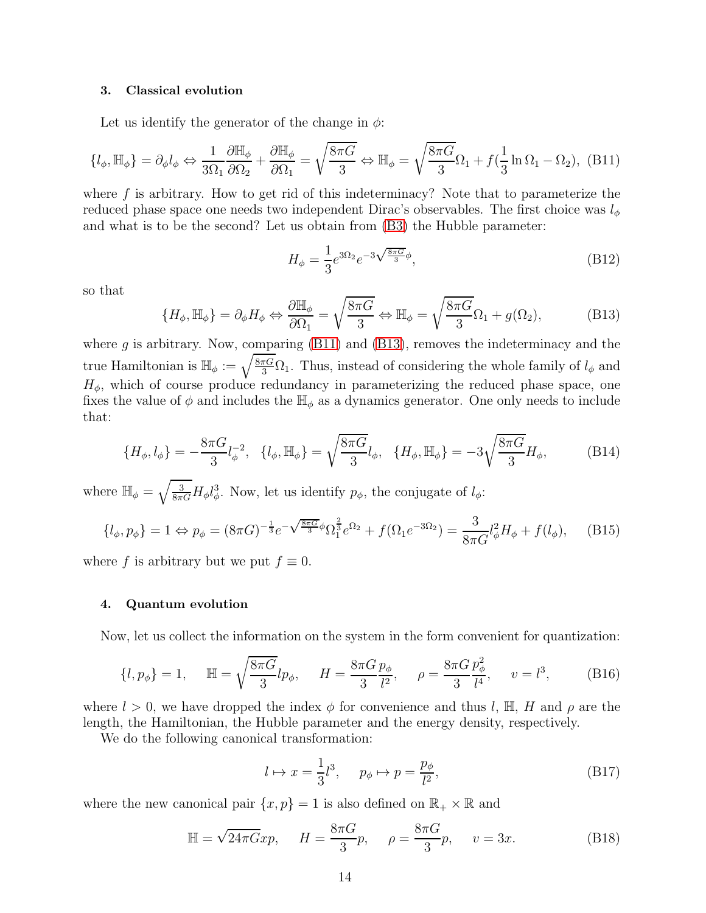### 3. Classical evolution

Let us identify the generator of the change in $\phi$:

$$\{l_\phi, \mathbb{H}_\phi\} = \partial_\phi l_\phi \Leftrightarrow \frac{1}{3\Omega_1}\frac{\partial \mathbb{H}_\phi}{\partial \Omega_2} + \frac{\partial \mathbb{H}_\phi}{\partial \Omega_1} = \sqrt{\frac{8\pi G}{3}} \Leftrightarrow \mathbb{H}_\phi = \sqrt{\frac{8\pi G}{3}}\Omega_1 + f(\frac{1}{3}\ln\Omega_1 - \Omega_2), \quad \text{(B11)}$$

where $f$ is arbitrary. How to get rid of this indeterminacy? Note that to parameterize the reduced phase space one needs two independent Dirac's observables. The first choice was $l_\phi$ and what is to be the second? Let us obtain from (B3) the Hubble parameter:

$$H_\phi = \frac{1}{3}e^{3\Omega_2}e^{-3\sqrt{\frac{8\pi G}{3}}\phi}, \quad \text{(B12)}$$

so that

$$\{H_\phi, \mathbb{H}_\phi\} = \partial_\phi H_\phi \Leftrightarrow \frac{\partial \mathbb{H}_\phi}{\partial \Omega_1} = \sqrt{\frac{8\pi G}{3}} \Leftrightarrow \mathbb{H}_\phi = \sqrt{\frac{8\pi G}{3}}\Omega_1 + g(\Omega_2), \quad \text{(B13)}$$

where $g$ is arbitrary. Now, comparing (B11) and (B13), removes the indeterminacy and the true Hamiltonian is $\mathbb{H}_\phi := \sqrt{\frac{8\pi G}{3}}\Omega_1$. Thus, instead of considering the whole family of $l_\phi$ and $H_\phi$, which of course produce redundancy in parameterizing the reduced phase space, one fixes the value of $\phi$ and includes the $\mathbb{H}_\phi$ as a dynamics generator. One only needs to include that:

$$\{H_\phi, l_\phi\} = -\frac{8\pi G}{3}l_\phi^{-2}, \quad \{l_\phi, \mathbb{H}_\phi\} = \sqrt{\frac{8\pi G}{3}}l_\phi, \quad \{H_\phi, \mathbb{H}_\phi\} = -3\sqrt{\frac{8\pi G}{3}}H_\phi, \quad \text{(B14)}$$

where $\mathbb{H}_\phi = \sqrt{\frac{3}{8\pi G}}H_\phi l_\phi^3$. Now, let us identify $p_\phi$, the conjugate of $l_\phi$:

$$\{l_\phi, p_\phi\} = 1 \Leftrightarrow p_\phi = (8\pi G)^{-\frac{1}{3}}e^{-\sqrt{\frac{8\pi G}{3}}\phi}\Omega_1^{\frac{2}{3}}e^{\Omega_2} + f(\Omega_1 e^{-3\Omega_2}) = \frac{3}{8\pi G}l_\phi^2 H_\phi + f(l_\phi), \quad \text{(B15)}$$

where $f$ is arbitrary but we put $f \equiv 0$.

### 4. Quantum evolution

Now, let us collect the information on the system in the form convenient for quantization:

$$\{l, p_\phi\} = 1, \quad \mathbb{H} = \sqrt{\frac{8\pi G}{3}}lp_\phi, \quad H = \frac{8\pi G}{3}\frac{p_\phi}{l^2}, \quad \rho = \frac{8\pi G}{3}\frac{p_\phi^2}{l^4}, \quad v = l^3, \quad \text{(B16)}$$

where $l > 0$, we have dropped the index $\phi$ for convenience and thus $l$, $\mathbb{H}$, $H$ and $\rho$ are the length, the Hamiltonian, the Hubble parameter and the energy density, respectively.

We do the following canonical transformation:

$$l \mapsto x = \frac{1}{3}l^3, \quad p_\phi \mapsto p = \frac{p_\phi}{l^2}, \quad \text{(B17)}$$

where the new canonical pair $\{x, p\} = 1$ is also defined on $\mathbb{R}_+ \times \mathbb{R}$ and

$$\mathbb{H} = \sqrt{24\pi G}xp, \quad H = \frac{8\pi G}{3}p, \quad \rho = \frac{8\pi G}{3}p, \quad v = 3x. \quad \text{(B18)}$$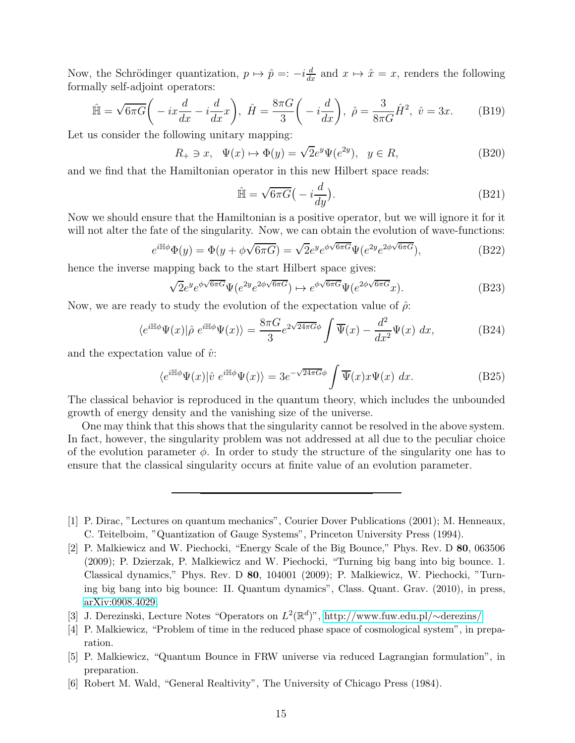Now, the Schrödinger quantization, $p \mapsto \hat{p} =: -i\frac{d}{dx}$ and $x \mapsto \hat{x} = x$, renders the following formally self-adjoint operators:

$$\hat{\mathbb{H}} = \sqrt{6\pi G}\bigg(-ix\frac{d}{dx} - i\frac{d}{dx}x\bigg),\ \hat{H} = \frac{8\pi G}{3}\bigg(-i\frac{d}{dx}\bigg),\ \hat{\rho} = \frac{3}{8\pi G}\hat{H}^2,\ \hat{v} = 3x. \tag{B19}$$

Let us consider the following unitary mapping:

$$R_+ \ni x, \quad \Psi(x) \mapsto \Phi(y) = \sqrt{2}e^y\Psi(e^{2y}), \quad y \in R, \tag{B20}$$

and we find that the Hamiltonian operator in this new Hilbert space reads:

$$\hat{\mathbb{H}} = \sqrt{6\pi G}\big(-i\frac{d}{dy}\big). \tag{B21}$$

Now we should ensure that the Hamiltonian is a positive operator, but we will ignore it for it will not alter the fate of the singularity. Now, we can obtain the evolution of wave-functions:

$$e^{i\mathbb{H}\phi}\Phi(y) = \Phi(y + \phi\sqrt{6\pi G}) = \sqrt{2}e^y e^{\phi\sqrt{6\pi G}}\Psi(e^{2y}e^{2\phi\sqrt{6\pi G}}), \tag{B22}$$

hence the inverse mapping back to the start Hilbert space gives:

$$\sqrt{2}e^y e^{\phi\sqrt{6\pi G}}\Psi(e^{2y}e^{2\phi\sqrt{6\pi G}}) \mapsto e^{\phi\sqrt{6\pi G}}\Psi(e^{2\phi\sqrt{6\pi G}}x). \tag{B23}$$

Now, we are ready to study the evolution of the expectation value of $\hat{\rho}$:

$$\langle e^{i\mathbb{H}\phi}\Psi(x)|\hat{\rho}\ e^{i\mathbb{H}\phi}\Psi(x)\rangle = \frac{8\pi G}{3}e^{2\sqrt{24\pi G}\phi}\int \overline{\Psi}(x) - \frac{d^2}{dx^2}\Psi(x)\ dx, \tag{B24}$$

and the expectation value of $\hat{v}$:

$$\langle e^{i\mathbb{H}\phi}\Psi(x)|\hat{v}\ e^{i\mathbb{H}\phi}\Psi(x)\rangle = 3e^{-\sqrt{24\pi G}\phi}\int \overline{\Psi}(x)x\Psi(x)\ dx. \tag{B25}$$

The classical behavior is reproduced in the quantum theory, which includes the unbounded growth of energy density and the vanishing size of the universe.

One may think that this shows that the singularity cannot be resolved in the above system. In fact, however, the singularity problem was not addressed at all due to the peculiar choice of the evolution parameter $\phi$. In order to study the structure of the singularity one has to ensure that the classical singularity occurs at finite value of an evolution parameter.

---

[1] P. Dirac, "Lectures on quantum mechanics", Courier Dover Publications (2001); M. Henneaux, C. Teitelboim, "Quantization of Gauge Systems", Princeton University Press (1994).

[2] P. Malkiewicz and W. Piechocki, "Energy Scale of the Big Bounce," Phys. Rev. D **80**, 063506 (2009); P. Dzierzak, P. Malkiewicz and W. Piechocki, "Turning big bang into big bounce. 1. Classical dynamics," Phys. Rev. D **80**, 104001 (2009); P. Malkiewicz, W. Piechocki, "Turning big bang into big bounce: II. Quantum dynamics", Class. Quant. Grav. (2010), in press, arXiv:0908.4029.

[3] J. Derezinski, Lecture Notes "Operators on $L^2(\mathbb{R}^d)$", http://www.fuw.edu.pl/∼derezins/

[4] P. Malkiewicz, "Problem of time in the reduced phase space of cosmological system", in preparation.

[5] P. Malkiewicz, "Quantum Bounce in FRW universe via reduced Lagrangian formulation", in preparation.

[6] Robert M. Wald, "General Realtivity", The University of Chicago Press (1984).